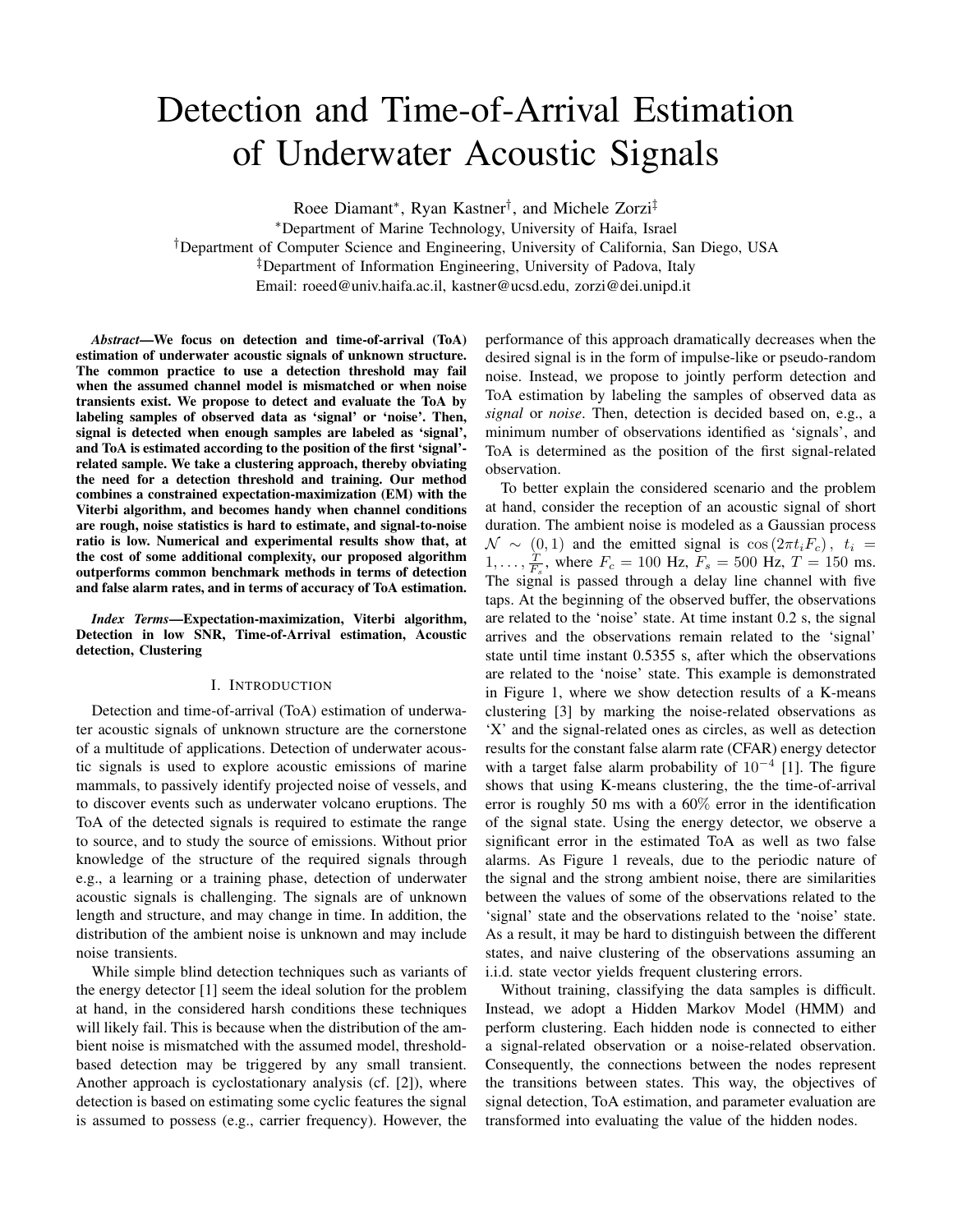# Detection and Time-of-Arrival Estimation of Underwater Acoustic Signals

Roee Diamant*, Ryan Kastner†, and Michele Zorzi‡

*Department of Marine Technology, University of Haifa, Israel

†Department of Computer Science and Engineering, University of California, San Diego, USA

‡Department of Information Engineering, University of Padova, Italy

Email: roeed@univ.haifa.ac.il, kastner@ucsd.edu, zorzi@dei.unipd.it

***Abstract*—We focus on detection and time-of-arrival (ToA) estimation of underwater acoustic signals of unknown structure. The common practice to use a detection threshold may fail when the assumed channel model is mismatched or when noise transients exist. We propose to detect and evaluate the ToA by labeling samples of observed data as 'signal' or 'noise'. Then, signal is detected when enough samples are labeled as 'signal', and ToA is estimated according to the position of the first 'signal'-related sample. We take a clustering approach, thereby obviating the need for a detection threshold and training. Our method combines a constrained expectation-maximization (EM) with the Viterbi algorithm, and becomes handy when channel conditions are rough, noise statistics is hard to estimate, and signal-to-noise ratio is low. Numerical and experimental results show that, at the cost of some additional complexity, our proposed algorithm outperforms common benchmark methods in terms of detection and false alarm rates, and in terms of accuracy of ToA estimation.**

***Index Terms*—Expectation-maximization, Viterbi algorithm, Detection in low SNR, Time-of-Arrival estimation, Acoustic detection, Clustering**

## I. Introduction

Detection and time-of-arrival (ToA) estimation of underwater acoustic signals of unknown structure are the cornerstone of a multitude of applications. Detection of underwater acoustic signals is used to explore acoustic emissions of marine mammals, to passively identify projected noise of vessels, and to discover events such as underwater volcano eruptions. The ToA of the detected signals is required to estimate the range to source, and to study the source of emissions. Without prior knowledge of the structure of the required signals through e.g., a learning or a training phase, detection of underwater acoustic signals is challenging. The signals are of unknown length and structure, and may change in time. In addition, the distribution of the ambient noise is unknown and may include noise transients.

While simple blind detection techniques such as variants of the energy detector [1] seem the ideal solution for the problem at hand, in the considered harsh conditions these techniques will likely fail. This is because when the distribution of the ambient noise is mismatched with the assumed model, threshold-based detection may be triggered by any small transient. Another approach is cyclostationary analysis (cf. [2]), where detection is based on estimating some cyclic features the signal is assumed to possess (e.g., carrier frequency). However, the performance of this approach dramatically decreases when the desired signal is in the form of impulse-like or pseudo-random noise. Instead, we propose to jointly perform detection and ToA estimation by labeling the samples of observed data as *signal* or *noise*. Then, detection is decided based on, e.g., a minimum number of observations identified as 'signals', and ToA is determined as the position of the first signal-related observation.

To better explain the considered scenario and the problem at hand, consider the reception of an acoustic signal of short duration. The ambient noise is modeled as a Gaussian process $\mathcal{N} \sim (0, 1)$ and the emitted signal is $\cos(2\pi t_i F_c)$, $t_i = 1, \ldots, \frac{T}{F_s}$, where $F_c = 100$ Hz, $F_s = 500$ Hz, $T = 150$ ms. The signal is passed through a delay line channel with five taps. At the beginning of the observed buffer, the observations are related to the 'noise' state. At time instant 0.2 s, the signal arrives and the observations remain related to the 'signal' state until time instant 0.5355 s, after which the observations are related to the 'noise' state. This example is demonstrated in Figure 1, where we show detection results of a K-means clustering [3] by marking the noise-related observations as 'X' and the signal-related ones as circles, as well as detection results for the constant false alarm rate (CFAR) energy detector with a target false alarm probability of $10^{-4}$ [1]. The figure shows that using K-means clustering, the time-of-arrival error is roughly 50 ms with a 60% error in the identification of the signal state. Using the energy detector, we observe a significant error in the estimated ToA as well as two false alarms. As Figure 1 reveals, due to the periodic nature of the signal and the strong ambient noise, there are similarities between the values of some of the observations related to the 'signal' state and the observations related to the 'noise' state. As a result, it may be hard to distinguish between the different states, and naive clustering of the observations assuming an i.i.d. state vector yields frequent clustering errors.

Without training, classifying the data samples is difficult. Instead, we adopt a Hidden Markov Model (HMM) and perform clustering. Each hidden node is connected to either a signal-related observation or a noise-related observation. Consequently, the connections between the nodes represent the transitions between states. This way, the objectives of signal detection, ToA estimation, and parameter evaluation are transformed into evaluating the value of the hidden nodes.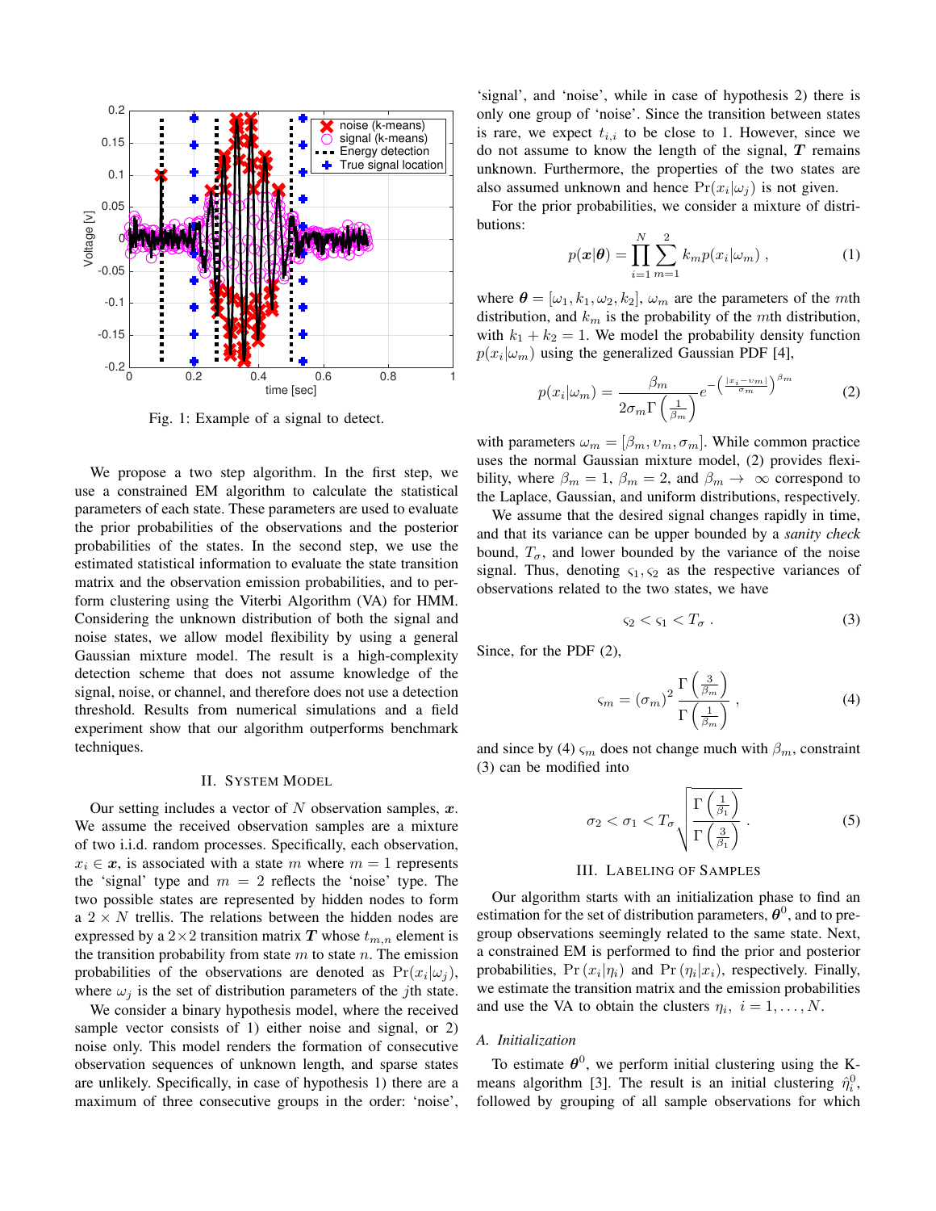Fig. 1: Example of a signal to detect.

We propose a two step algorithm. In the first step, we use a constrained EM algorithm to calculate the statistical parameters of each state. These parameters are used to evaluate the prior probabilities of the observations and the posterior probabilities of the states. In the second step, we use the estimated statistical information to evaluate the state transition matrix and the observation emission probabilities, and to perform clustering using the Viterbi Algorithm (VA) for HMM. Considering the unknown distribution of both the signal and noise states, we allow model flexibility by using a general Gaussian mixture model. The result is a high-complexity detection scheme that does not assume knowledge of the signal, noise, or channel, and therefore does not use a detection threshold. Results from numerical simulations and a field experiment show that our algorithm outperforms benchmark techniques.

## II. System Model

Our setting includes a vector of $N$ observation samples, $\boldsymbol{x}$. We assume the received observation samples are a mixture of two i.i.d. random processes. Specifically, each observation, $x_i \in \boldsymbol{x}$, is associated with a state $m$ where $m = 1$ represents the 'signal' type and $m = 2$ reflects the 'noise' type. The two possible states are represented by hidden nodes to form a $2 \times N$ trellis. The relations between the hidden nodes are expressed by a $2 \times 2$ transition matrix $\boldsymbol{T}$ whose $t_{m,n}$ element is the transition probability from state $m$ to state $n$. The emission probabilities of the observations are denoted as $\Pr(x_i|\omega_j)$, where $\omega_j$ is the set of distribution parameters of the $j$th state.

We consider a binary hypothesis model, where the received sample vector consists of 1) either noise and signal, or 2) noise only. This model renders the formation of consecutive observation sequences of unknown length, and sparse states are unlikely. Specifically, in case of hypothesis 1) there are a maximum of three consecutive groups in the order: 'noise', 'signal', and 'noise', while in case of hypothesis 2) there is only one group of 'noise'. Since the transition between states is rare, we expect $t_{i,i}$ to be close to 1. However, since we do not assume to know the length of the signal, $\boldsymbol{T}$ remains unknown. Furthermore, the properties of the two states are also assumed unknown and hence $\Pr(x_i|\omega_j)$ is not given.

For the prior probabilities, we consider a mixture of distributions:

$$p(\boldsymbol{x}|\boldsymbol{\theta}) = \prod_{i=1}^{N} \sum_{m=1}^{2} k_m p(x_i|\omega_m) \; , \tag{1}$$

where $\boldsymbol{\theta} = [\omega_1, k_1, \omega_2, k_2]$, $\omega_m$ are the parameters of the $m$th distribution, and $k_m$ is the probability of the $m$th distribution, with $k_1 + k_2 = 1$. We model the probability density function $p(x_i|\omega_m)$ using the generalized Gaussian PDF [4],

$$p(x_i|\omega_m) = \frac{\beta_m}{2\sigma_m \Gamma\left(\frac{1}{\beta_m}\right)} e^{-\left(\frac{|x_i - \upsilon_m|}{\sigma_m}\right)^{\beta_m}} \tag{2}$$

with parameters $\omega_m = [\beta_m, \upsilon_m, \sigma_m]$. While common practice uses the normal Gaussian mixture model, (2) provides flexibility, where $\beta_m = 1$, $\beta_m = 2$, and $\beta_m \to \infty$ correspond to the Laplace, Gaussian, and uniform distributions, respectively.

We assume that the desired signal changes rapidly in time, and that its variance can be upper bounded by a *sanity check* bound, $T_\sigma$, and lower bounded by the variance of the noise signal. Thus, denoting $\varsigma_1, \varsigma_2$ as the respective variances of observations related to the two states, we have

$$\varsigma_2 < \varsigma_1 < T_\sigma \; . \tag{3}$$

Since, for the PDF (2),

$$\varsigma_m = (\sigma_m)^2 \frac{\Gamma\left(\frac{3}{\beta_m}\right)}{\Gamma\left(\frac{1}{\beta_m}\right)} \; , \tag{4}$$

and since by (4) $\varsigma_m$ does not change much with $\beta_m$, constraint (3) can be modified into

$$\sigma_2 < \sigma_1 < T_\sigma \sqrt{\frac{\Gamma\left(\frac{1}{\beta_1}\right)}{\Gamma\left(\frac{3}{\beta_1}\right)}} \; . \tag{5}$$

## III. Labeling of Samples

Our algorithm starts with an initialization phase to find an estimation for the set of distribution parameters, $\boldsymbol{\theta}^0$, and to pre-group observations seemingly related to the same state. Next, a constrained EM is performed to find the prior and posterior probabilities, $\Pr(x_i|\eta_i)$ and $\Pr(\eta_i|x_i)$, respectively. Finally, we estimate the transition matrix and the emission probabilities and use the VA to obtain the clusters $\eta_i$, $i = 1, \ldots, N$.

### A. Initialization

To estimate $\boldsymbol{\theta}^0$, we perform initial clustering using the K-means algorithm [3]. The result is an initial clustering $\hat{\eta}_i^0$, followed by grouping of all sample observations for which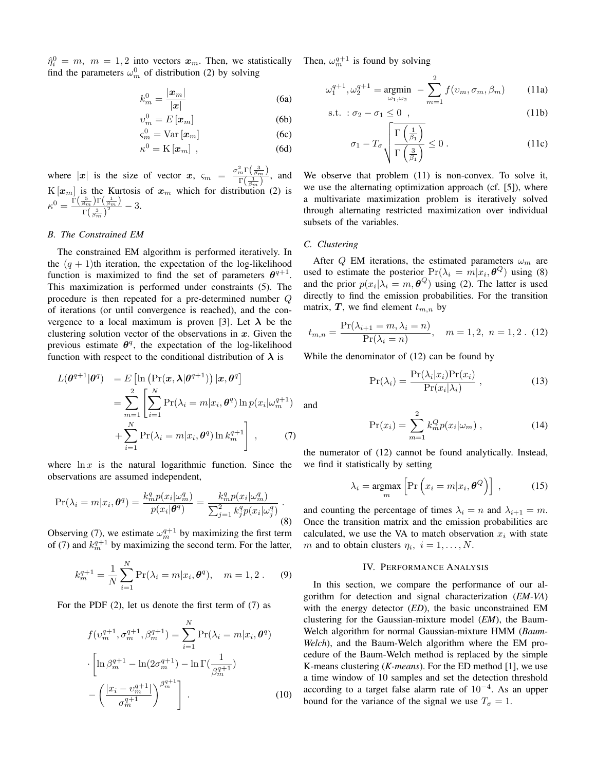$\hat{\eta}_i^0 = m,\ m = 1, 2$ into vectors $\boldsymbol{x}_m$. Then, we statistically find the parameters $\omega_m^0$ of distribution (2) by solving

$$k_m^0 = \frac{|\boldsymbol{x}_m|}{|\boldsymbol{x}|} \tag{6a}$$

$$\upsilon_m^0 = E\left[\boldsymbol{x}_m\right] \tag{6b}$$

$$\varsigma_m^0 = \mathrm{Var}\left[\boldsymbol{x}_m\right] \tag{6c}$$

$$\kappa^0 = \mathrm{K}\left[\boldsymbol{x}_m\right] \ , \tag{6d}$$

where $|\boldsymbol{x}|$ is the size of vector $\boldsymbol{x}$, $\varsigma_m = \frac{\sigma_m^2 \Gamma\left(\frac{3}{\beta_m}\right)}{\Gamma\left(\frac{1}{\beta_m}\right)}$, and $\mathrm{K}\left[\boldsymbol{x}_m\right]$ is the Kurtosis of $\boldsymbol{x}_m$ which for distribution (2) is $\kappa^0 = \frac{\Gamma\left(\frac{5}{\beta_m}\right)\Gamma\left(\frac{1}{\beta_m}\right)}{\Gamma\left(\frac{3}{\beta_m}\right)^2} - 3$.

### B. The Constrained EM

The constrained EM algorithm is performed iteratively. In the $(q+1)$th iteration, the expectation of the log-likelihood function is maximized to find the set of parameters $\boldsymbol{\theta}^{q+1}$. This maximization is performed under constraints (5). The procedure is then repeated for a pre-determined number $Q$ of iterations (or until convergence is reached), and the convergence to a local maximum is proven [3]. Let $\boldsymbol{\lambda}$ be the clustering solution vector of the observations in $\boldsymbol{x}$. Given the previous estimate $\boldsymbol{\theta}^q$, the expectation of the log-likelihood function with respect to the conditional distribution of $\boldsymbol{\lambda}$ is

$$\begin{aligned}
L(\boldsymbol{\theta}^{q+1}|\boldsymbol{\theta}^q) &= E\left[\ln\left(\Pr(\boldsymbol{x},\boldsymbol{\lambda}|\boldsymbol{\theta}^{q+1})\right)|\boldsymbol{x},\boldsymbol{\theta}^q\right] \\
&= \sum_{m=1}^{2}\left[\sum_{i=1}^{N}\Pr(\lambda_i = m|x_i,\boldsymbol{\theta}^q)\ln p(x_i|\omega_m^{q+1})\right. \\
&\quad \left. + \sum_{i=1}^{N}\Pr(\lambda_i = m|x_i,\boldsymbol{\theta}^q)\ln k_m^{q+1}\right] \ ,
\end{aligned} \tag{7}$$

where $\ln x$ is the natural logarithmic function. Since the observations are assumed independent,

$$\Pr(\lambda_i = m|x_i,\boldsymbol{\theta}^q) = \frac{k_m^q p(x_i|\omega_m^q)}{p(x_i|\boldsymbol{\theta}^q)} = \frac{k_m^q p(x_i|\omega_m^q)}{\sum_{j=1}^{2} k_j^q p(x_i|\omega_j^q)} \ . \tag{8}$$

Observing (7), we estimate $\omega_m^{q+1}$ by maximizing the first term of (7) and $k_m^{q+1}$ by maximizing the second term. For the latter,

$$k_m^{q+1} = \frac{1}{N}\sum_{i=1}^{N}\Pr(\lambda_i = m|x_i,\boldsymbol{\theta}^q), \quad m = 1, 2 \ . \tag{9}$$

For the PDF (2), let us denote the first term of (7) as

$$\begin{aligned}
f(\upsilon_m^{q+1},\sigma_m^{q+1},\beta_m^{q+1}) &= \sum_{i=1}^{N}\Pr(\lambda_i = m|x_i,\boldsymbol{\theta}^q) \\
&\cdot\left[\ln\beta_m^{q+1} - \ln(2\sigma_m^{q+1}) - \ln\Gamma\left(\frac{1}{\beta_m^{q+1}}\right)\right. \\
&\left. - \left(\frac{|x_i - \upsilon_m^{q+1}|}{\sigma_m^{q+1}}\right)^{\beta_m^{q+1}}\right] \ .
\end{aligned} \tag{10}$$

Then, $\omega_m^{q+1}$ is found by solving

$$\omega_1^{q+1},\omega_2^{q+1} = \underset{\omega_1,\omega_2}{\operatorname{argmin}} \ -\sum_{m=1}^{2} f(\upsilon_m,\sigma_m,\beta_m) \tag{11a}$$

$$\text{s.t.} \ : \sigma_2 - \sigma_1 \leq 0 \ , \tag{11b}$$

$$\sigma_1 - T_\sigma\sqrt{\frac{\Gamma\left(\frac{1}{\beta_1}\right)}{\Gamma\left(\frac{3}{\beta_1}\right)}} \leq 0 \ . \tag{11c}$$

We observe that problem (11) is non-convex. To solve it, we use the alternating optimization approach (cf. [5]), where a multivariate maximization problem is iteratively solved through alternating restricted maximization over individual subsets of the variables.

### C. Clustering

After $Q$ EM iterations, the estimated parameters $\omega_m$ are used to estimate the posterior $\Pr(\lambda_i = m|x_i,\boldsymbol{\theta}^Q)$ using (8) and the prior $p(x_i|\lambda_i = m,\boldsymbol{\theta}^Q)$ using (2). The latter is used directly to find the emission probabilities. For the transition matrix, $\boldsymbol{T}$, we find element $t_{m,n}$ by

$$t_{m,n} = \frac{\Pr(\lambda_{i+1} = m,\lambda_i = n)}{\Pr(\lambda_i = n)}, \quad m = 1, 2, \ n = 1, 2 \ . \tag{12}$$

While the denominator of (12) can be found by

$$\Pr(\lambda_i) = \frac{\Pr(\lambda_i|x_i)\Pr(x_i)}{\Pr(x_i|\lambda_i)} \ , \tag{13}$$

and

$$\Pr(x_i) = \sum_{m=1}^{2} k_m^Q p(x_i|\omega_m) \ , \tag{14}$$

the numerator of (12) cannot be found analytically. Instead, we find it statistically by setting

$$\lambda_i = \underset{m}{\operatorname{argmax}}\left[\Pr\left(x_i = m|x_i,\boldsymbol{\theta}^Q\right)\right] \ , \tag{15}$$

and counting the percentage of times $\lambda_i = n$ and $\lambda_{i+1} = m$. Once the transition matrix and the emission probabilities are calculated, we use the VA to match observation $x_i$ with state $m$ and to obtain clusters $\eta_i,\ i = 1,\ldots,N$.

## IV. Performance Analysis

In this section, we compare the performance of our algorithm for detection and signal characterization (***EM-VA***) with the energy detector (***ED***), the basic unconstrained EM clustering for the Gaussian-mixture model (***EM***), the Baum-Welch algorithm for normal Gaussian-mixture HMM (***Baum-Welch***), and the Baum-Welch algorithm where the EM procedure of the Baum-Welch method is replaced by the simple K-means clustering (***K-means***). For the ED method [1], we use a time window of 10 samples and set the detection threshold according to a target false alarm rate of $10^{-4}$. As an upper bound for the variance of the signal we use $T_\sigma = 1$.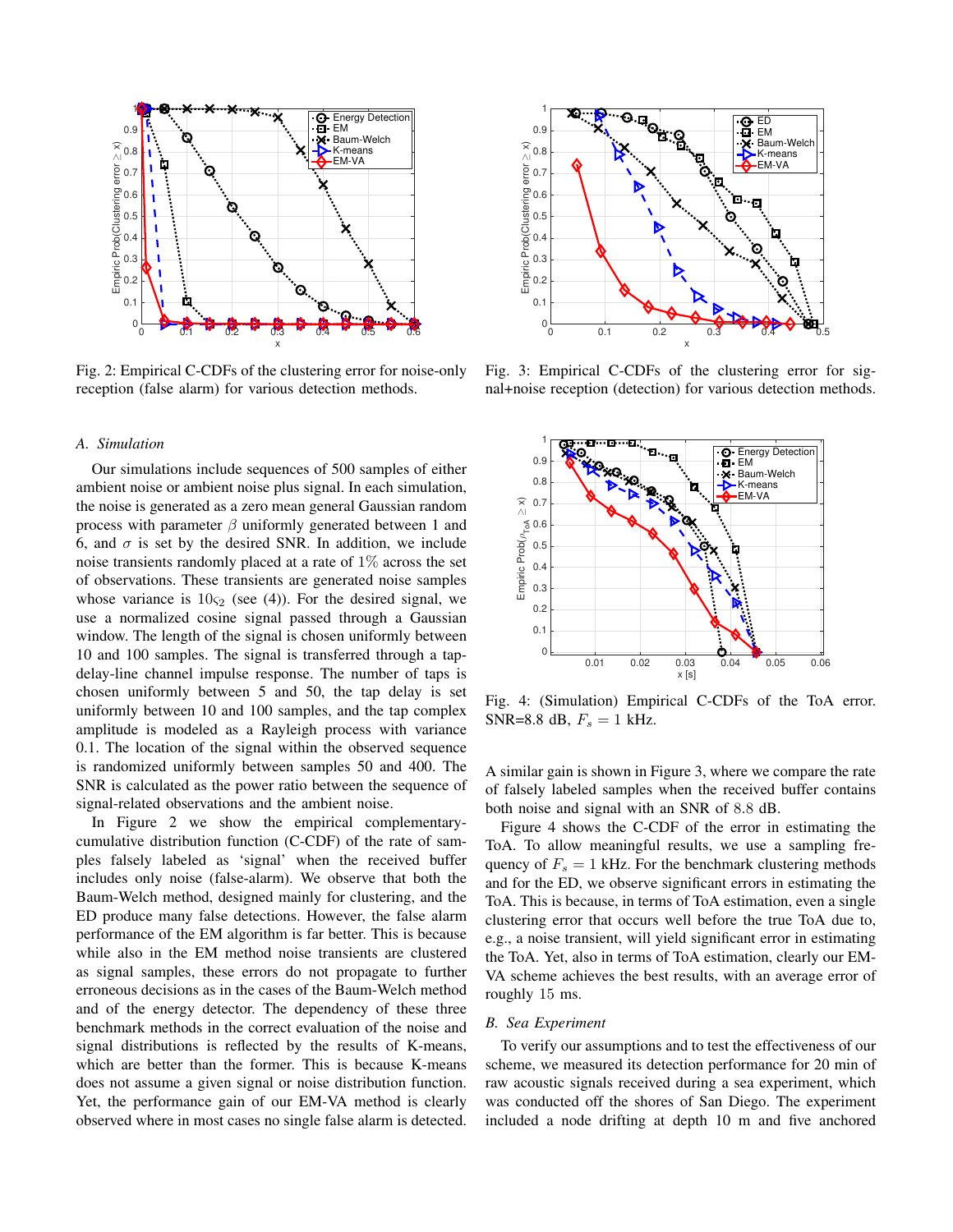Fig. 2: Empirical C-CDFs of the clustering error for noise-only reception (false alarm) for various detection methods.

Fig. 3: Empirical C-CDFs of the clustering error for signal+noise reception (detection) for various detection methods.

### A. Simulation

Our simulations include sequences of 500 samples of either ambient noise or ambient noise plus signal. In each simulation, the noise is generated as a zero mean general Gaussian random process with parameter $\beta$ uniformly generated between 1 and 6, and $\sigma$ is set by the desired SNR. In addition, we include noise transients randomly placed at a rate of $1\%$ across the set of observations. These transients are generated noise samples whose variance is $10\varsigma_2$ (see (4)). For the desired signal, we use a normalized cosine signal passed through a Gaussian window. The length of the signal is chosen uniformly between 10 and 100 samples. The signal is transferred through a tap-delay-line channel impulse response. The number of taps is chosen uniformly between 5 and 50, the tap delay is set uniformly between 10 and 100 samples, and the tap complex amplitude is modeled as a Rayleigh process with variance 0.1. The location of the signal within the observed sequence is randomized uniformly between samples 50 and 400. The SNR is calculated as the power ratio between the sequence of signal-related observations and the ambient noise.

In Figure 2 we show the empirical complementary-cumulative distribution function (C-CDF) of the rate of samples falsely labeled as 'signal' when the received buffer includes only noise (false-alarm). We observe that both the Baum-Welch method, designed mainly for clustering, and the ED produce many false detections. However, the false alarm performance of the EM algorithm is far better. This is because while also in the EM method noise transients are clustered as signal samples, these errors do not propagate to further erroneous decisions as in the cases of the Baum-Welch method and of the energy detector. The dependency of these three benchmark methods in the correct evaluation of the noise and signal distributions is reflected by the results of K-means, which are better than the former. This is because K-means does not assume a given signal or noise distribution function. Yet, the performance gain of our EM-VA method is clearly observed where in most cases no single false alarm is detected.

Fig. 4: (Simulation) Empirical C-CDFs of the ToA error. SNR=8.8 dB, $F_s = 1$ kHz.

A similar gain is shown in Figure 3, where we compare the rate of falsely labeled samples when the received buffer contains both noise and signal with an SNR of 8.8 dB.

Figure 4 shows the C-CDF of the error in estimating the ToA. To allow meaningful results, we use a sampling frequency of $F_s = 1$ kHz. For the benchmark clustering methods and for the ED, we observe significant errors in estimating the ToA. This is because, in terms of ToA estimation, even a single clustering error that occurs well before the true ToA due to, e.g., a noise transient, will yield significant error in estimating the ToA. Yet, also in terms of ToA estimation, clearly our EM-VA scheme achieves the best results, with an average error of roughly 15 ms.

### B. Sea Experiment

To verify our assumptions and to test the effectiveness of our scheme, we measured its detection performance for 20 min of raw acoustic signals received during a sea experiment, which was conducted off the shores of San Diego. The experiment included a node drifting at depth 10 m and five anchored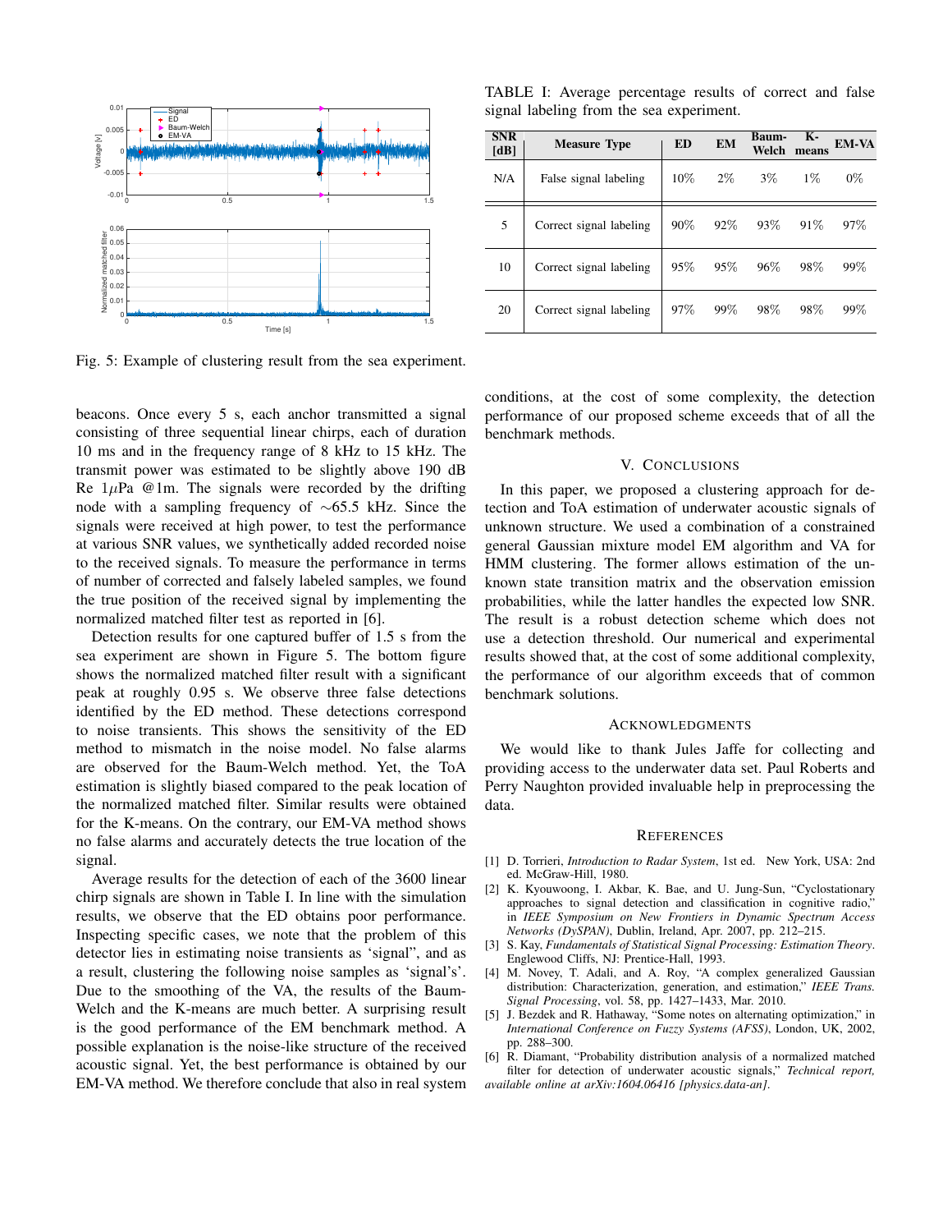0.01
0.005
0
-0.005
-0.01
Voltage [V]
Signal
ED
Baum-Welch
EM-VA
0 0.5 1 1.5

0.06
0.05
0.04
0.03
0.02
0.01
0
Normalized matched filter
0 0.5 1 1.5
Time [s]

Fig. 5: Example of clustering result from the sea experiment.

TABLE I: Average percentage results of correct and false signal labeling from the sea experiment.

| SNR [dB] | Measure Type | ED | EM | Baum-Welch | K-means | EM-VA |
|---|---|---|---|---|---|---|
| N/A | False signal labeling | 10% | 2% | 3% | 1% | 0% |
| 5 | Correct signal labeling | 90% | 92% | 93% | 91% | 97% |
| 10 | Correct signal labeling | 95% | 95% | 96% | 98% | 99% |
| 20 | Correct signal labeling | 97% | 99% | 98% | 98% | 99% |

beacons. Once every 5 s, each anchor transmitted a signal consisting of three sequential linear chirps, each of duration 10 ms and in the frequency range of 8 kHz to 15 kHz. The transmit power was estimated to be slightly above 190 dB Re 1$\mu$Pa @1m. The signals were recorded by the drifting node with a sampling frequency of $\sim$65.5 kHz. Since the signals were received at high power, to test the performance at various SNR values, we synthetically added recorded noise to the received signals. To measure the performance in terms of number of corrected and falsely labeled samples, we found the true position of the received signal by implementing the normalized matched filter test as reported in [6].

Detection results for one captured buffer of 1.5 s from the sea experiment are shown in Figure 5. The bottom figure shows the normalized matched filter result with a significant peak at roughly 0.95 s. We observe three false detections identified by the ED method. These detections correspond to noise transients. This shows the sensitivity of the ED method to mismatch in the noise model. No false alarms are observed for the Baum-Welch method. Yet, the ToA estimation is slightly biased compared to the peak location of the normalized matched filter. Similar results were obtained for the K-means. On the contrary, our EM-VA method shows no false alarms and accurately detects the true location of the signal.

Average results for the detection of each of the 3600 linear chirp signals are shown in Table I. In line with the simulation results, we observe that the ED obtains poor performance. Inspecting specific cases, we note that the problem of this detector lies in estimating noise transients as 'signal", and as a result, clustering the following noise samples as 'signal's'. Due to the smoothing of the VA, the results of the Baum-Welch and the K-means are much better. A surprising result is the good performance of the EM benchmark method. A possible explanation is the noise-like structure of the received acoustic signal. Yet, the best performance is obtained by our EM-VA method. We therefore conclude that also in real system conditions, at the cost of some complexity, the detection performance of our proposed scheme exceeds that of all the benchmark methods.

## V. Conclusions

In this paper, we proposed a clustering approach for detection and ToA estimation of underwater acoustic signals of unknown structure. We used a combination of a constrained general Gaussian mixture model EM algorithm and VA for HMM clustering. The former allows estimation of the unknown state transition matrix and the observation emission probabilities, while the latter handles the expected low SNR. The result is a robust detection scheme which does not use a detection threshold. Our numerical and experimental results showed that, at the cost of some additional complexity, the performance of our algorithm exceeds that of common benchmark solutions.

## Acknowledgments

We would like to thank Jules Jaffe for collecting and providing access to the underwater data set. Paul Roberts and Perry Naughton provided invaluable help in preprocessing the data.

## References

[1] D. Torrieri, *Introduction to Radar System*, 1st ed. New York, USA: 2nd ed. McGraw-Hill, 1980.

[2] K. Kyouwoong, I. Akbar, K. Bae, and U. Jung-Sun, "Cyclostationary approaches to signal detection and classification in cognitive radio," in *IEEE Symposium on New Frontiers in Dynamic Spectrum Access Networks (DySPAN)*, Dublin, Ireland, Apr. 2007, pp. 212–215.

[3] S. Kay, *Fundamentals of Statistical Signal Processing: Estimation Theory*. Englewood Cliffs, NJ: Prentice-Hall, 1993.

[4] M. Novey, T. Adali, and A. Roy, "A complex generalized Gaussian distribution: Characterization, generation, and estimation," *IEEE Trans. Signal Processing*, vol. 58, pp. 1427–1433, Mar. 2010.

[5] J. Bezdek and R. Hathaway, "Some notes on alternating optimization," in *International Conference on Fuzzy Systems (AFSS)*, London, UK, 2002, pp. 288–300.

[6] R. Diamant, "Probability distribution analysis of a normalized matched filter for detection of underwater acoustic signals," *Technical report, available online at arXiv:1604.06416 [physics.data-an]*.